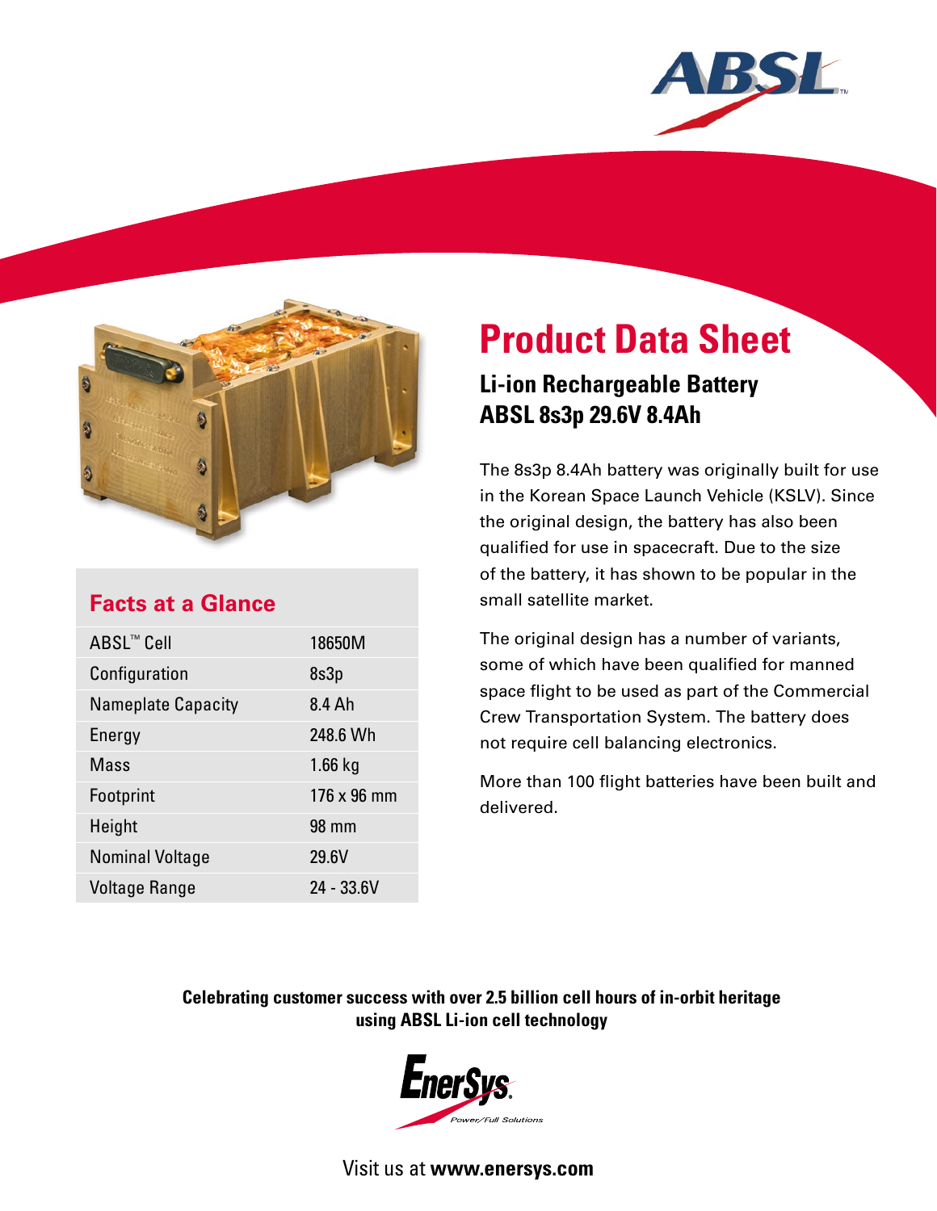# Product Data Sheet

## Li-ion Rechargeable Battery ABSL 8s3p 29.6V 8.4Ah

The 8s3p 8.4Ah battery was originally built for use in the Korean Space Launch Vehicle (KSLV). Since the original design, the battery has also been qualified for use in spacecraft. Due to the size of the battery, it has shown to be popular in the small satellite market.

The original design has a number of variants, some of which have been qualified for manned space flight to be used as part of the Commercial Crew Transportation System. The battery does not require cell balancing electronics.

More than 100 flight batteries have been built and delivered.

### Facts at a Glance

| | |
|---|---|
| ABSL™ Cell | 18650M |
| Configuration | 8s3p |
| Nameplate Capacity | 8.4 Ah |
| Energy | 248.6 Wh |
| Mass | 1.66 kg |
| Footprint | 176 x 96 mm |
| Height | 98 mm |
| Nominal Voltage | 29.6V |
| Voltage Range | 24 - 33.6V |

**Celebrating customer success with over 2.5 billion cell hours of in-orbit heritage using ABSL Li-ion cell technology**

EnerSys® Power/Full Solutions

Visit us at **www.enersys.com**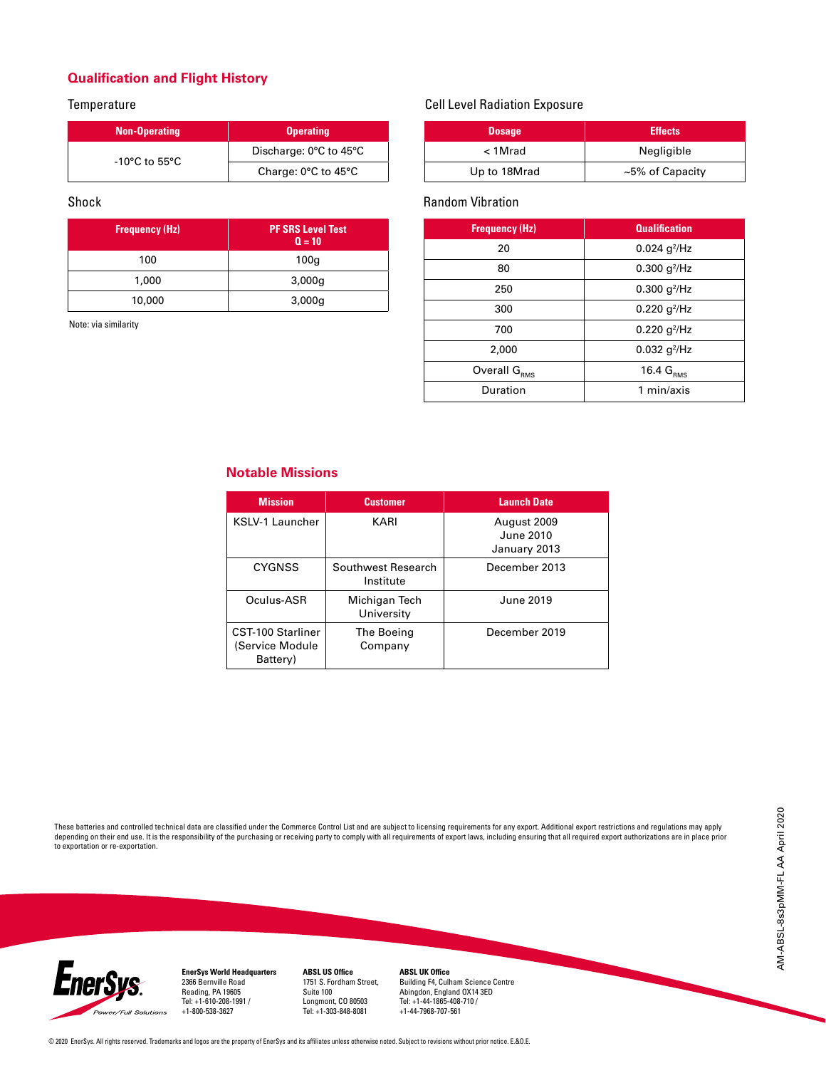## Qualification and Flight History

### Temperature

| Non-Operating | Operating |
|---|---|
| -10°C to 55°C | Discharge: 0°C to 45°C |
| | Charge: 0°C to 45°C |

### Shock

| Frequency (Hz) | PF SRS Level Test Q = 10 |
|---|---|
| 100 | 100g |
| 1,000 | 3,000g |
| 10,000 | 3,000g |

Note: via similarity

### Cell Level Radiation Exposure

| Dosage | Effects |
|---|---|
| < 1Mrad | Negligible |
| Up to 18Mrad | ~5% of Capacity |

### Random Vibration

| Frequency (Hz) | Qualification |
|---|---|
| 20 | 0.024 $g^2$/Hz |
| 80 | 0.300 $g^2$/Hz |
| 250 | 0.300 $g^2$/Hz |
| 300 | 0.220 $g^2$/Hz |
| 700 | 0.220 $g^2$/Hz |
| 2,000 | 0.032 $g^2$/Hz |
| Overall $G_{RMS}$ | 16.4 $G_{RMS}$ |
| Duration | 1 min/axis |

## Notable Missions

| Mission | Customer | Launch Date |
|---|---|---|
| KSLV-1 Launcher | KARI | August 2009<br>June 2010<br>January 2013 |
| CYGNSS | Southwest Research Institute | December 2013 |
| Oculus-ASR | Michigan Tech University | June 2019 |
| CST-100 Starliner (Service Module Battery) | The Boeing Company | December 2019 |

These batteries and controlled technical data are classified under the Commerce Control List and are subject to licensing requirements for any export. Additional export restrictions and regulations may apply depending on their end use. It is the responsibility of the purchasing or receiving party to comply with all requirements of export laws, including ensuring that all required export authorizations are in place prior to exportation or re-exportation.

AM-ABSL-8s3pMM-FL AA April 2020

EnerSys. Power/Full Solutions

**EnerSys World Headquarters**
2366 Bernville Road
Reading, PA 19605
Tel: +1-610-208-1991 /
+1-800-538-3627

**ABSL US Office**
1751 S. Fordham Street,
Suite 100
Longmont, CO 80503
Tel: +1-303-848-8081

**ABSL UK Office**
Building F4, Culham Science Centre
Abingdon, England OX14 3ED
Tel: +1-44-1865-408-710 /
+1-44-7968-707-561

© 2020 EnerSys. All rights reserved. Trademarks and logos are the property of EnerSys and its affiliates unless otherwise noted. Subject to revisions without prior notice. E.&O.E.